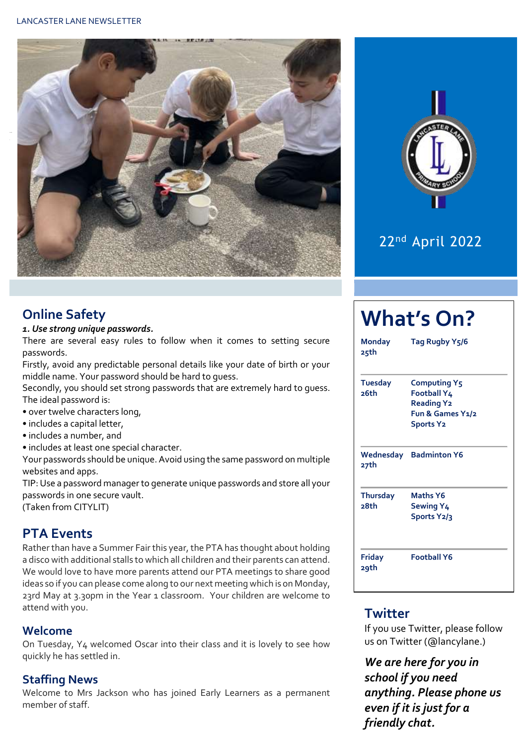LANCASTER LANE NEWSLETTER

22nd April 2022

## Online Safety

***1. Use strong unique passwords.***

There are several easy rules to follow when it comes to setting secure passwords.

Firstly, avoid any predictable personal details like your date of birth or your middle name. Your password should be hard to guess.

Secondly, you should set strong passwords that are extremely hard to guess. The ideal password is:

- over twelve characters long,
- includes a capital letter,
- includes a number, and
- includes at least one special character.

Your passwords should be unique. Avoid using the same password on multiple websites and apps.

TIP: Use a password manager to generate unique passwords and store all your passwords in one secure vault.

(Taken from CITYLIT)

## PTA Events

Rather than have a Summer Fair this year, the PTA has thought about holding a disco with additional stalls to which all children and their parents can attend. We would love to have more parents attend our PTA meetings to share good ideas so if you can please come along to our next meeting which is on Monday, 23rd May at 3.30pm in the Year 1 classroom. Your children are welcome to attend with you.

### Welcome

On Tuesday, Y4 welcomed Oscar into their class and it is lovely to see how quickly he has settled in.

### Staffing News

Welcome to Mrs Jackson who has joined Early Learners as a permanent member of staff.

# What's On?

| Day | Activities |
|---|---|
| **Monday 25th** | **Tag Rugby Y5/6** |
| **Tuesday 26th** | **Computing Y5**<br>**Football Y4**<br>**Reading Y2**<br>**Fun & Games Y1/2**<br>**Sports Y2** |
| **Wednesday 27th** | **Badminton Y6** |
| **Thursday 28th** | **Maths Y6**<br>**Sewing Y4**<br>**Sports Y2/3** |
| **Friday 29th** | **Football Y6** |

## Twitter

If you use Twitter, please follow us on Twitter (@lancylane.)

***We are here for you in school if you need anything. Please phone us even if it is just for a friendly chat.***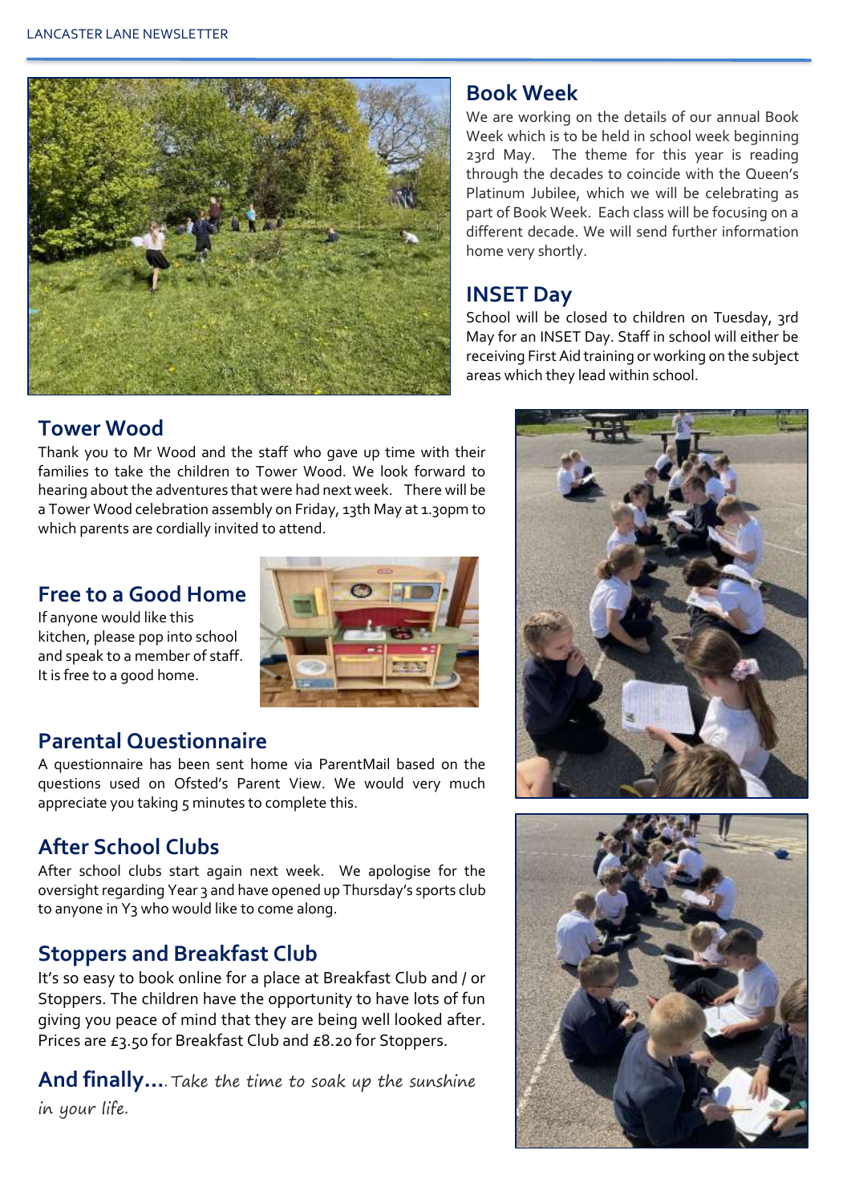## Book Week

We are working on the details of our annual Book Week which is to be held in school week beginning 23rd May. The theme for this year is reading through the decades to coincide with the Queen's Platinum Jubilee, which we will be celebrating as part of Book Week. Each class will be focusing on a different decade. We will send further information home very shortly.

## INSET Day

School will be closed to children on Tuesday, 3rd May for an INSET Day. Staff in school will either be receiving First Aid training or working on the subject areas which they lead within school.

## Tower Wood

Thank you to Mr Wood and the staff who gave up time with their families to take the children to Tower Wood. We look forward to hearing about the adventures that were had next week. There will be a Tower Wood celebration assembly on Friday, 13th May at 1.30pm to which parents are cordially invited to attend.

## Free to a Good Home

If anyone would like this kitchen, please pop into school and speak to a member of staff. It is free to a good home.

## Parental Questionnaire

A questionnaire has been sent home via ParentMail based on the questions used on Ofsted's Parent View. We would very much appreciate you taking 5 minutes to complete this.

## After School Clubs

After school clubs start again next week. We apologise for the oversight regarding Year 3 and have opened up Thursday's sports club to anyone in Y3 who would like to come along.

## Stoppers and Breakfast Club

It's so easy to book online for a place at Breakfast Club and / or Stoppers. The children have the opportunity to have lots of fun giving you peace of mind that they are being well looked after. Prices are £3.50 for Breakfast Club and £8.20 for Stoppers.

**And finally….** *Take the time to soak up the sunshine in your life.*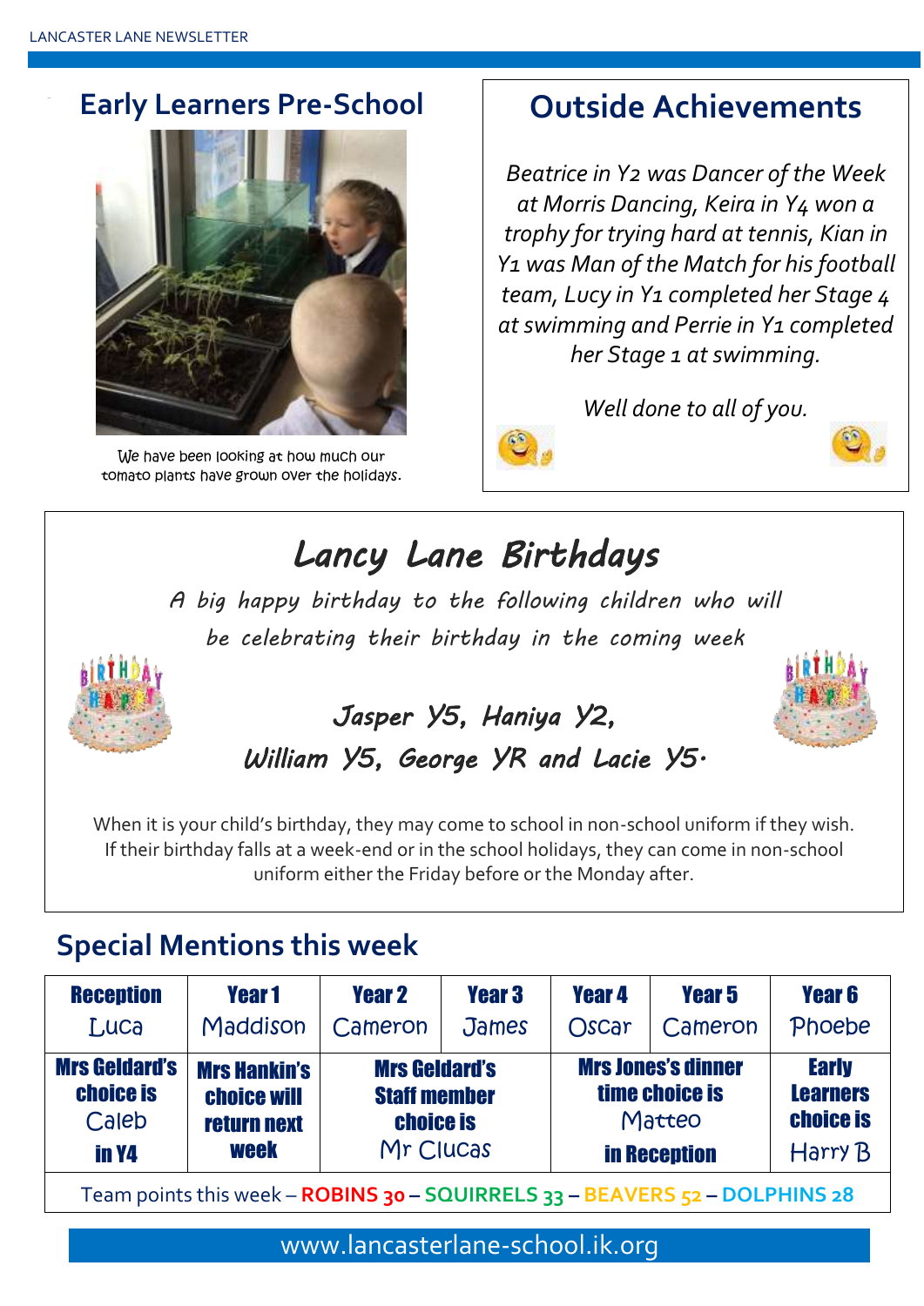## Early Learners Pre-School

We have been looking at how much our tomato plants have grown over the holidays.

## Outside Achievements

*Beatrice in Y2 was Dancer of the Week at Morris Dancing, Keira in Y4 won a trophy for trying hard at tennis, Kian in Y1 was Man of the Match for his football team, Lucy in Y1 completed her Stage 4 at swimming and Perrie in Y1 completed her Stage 1 at swimming.*

*Well done to all of you.*

## Lancy Lane Birthdays

*A big happy birthday to the following children who will be celebrating their birthday in the coming week*

***Jasper Y5, Haniya Y2, William Y5, George YR and Lacie Y5.***

When it is your child's birthday, they may come to school in non-school uniform if they wish. If their birthday falls at a week-end or in the school holidays, they can come in non-school uniform either the Friday before or the Monday after.

## Special Mentions this week

| Reception | Year 1 | Year 2 | Year 3 | Year 4 | Year 5 | Year 6 |
|---|---|---|---|---|---|---|
| Luca | Maddison | Cameron | James | Oscar | Cameron | Phoebe |
| **Mrs Geldard's choice is** Caleb **in Y4** | **Mrs Hankin's choice will return next week** | **Mrs Geldard's Staff member choice is** Mr Clucas | | **Mrs Jones's dinner time choice is** Matteo **in Reception** | | **Early Learners choice is** Harry B |

Team points this week – **ROBINS 30** – **SQUIRRELS 33** – **BEAVERS 52** – **DOLPHINS 28**

www.lancasterlane-school.ik.org